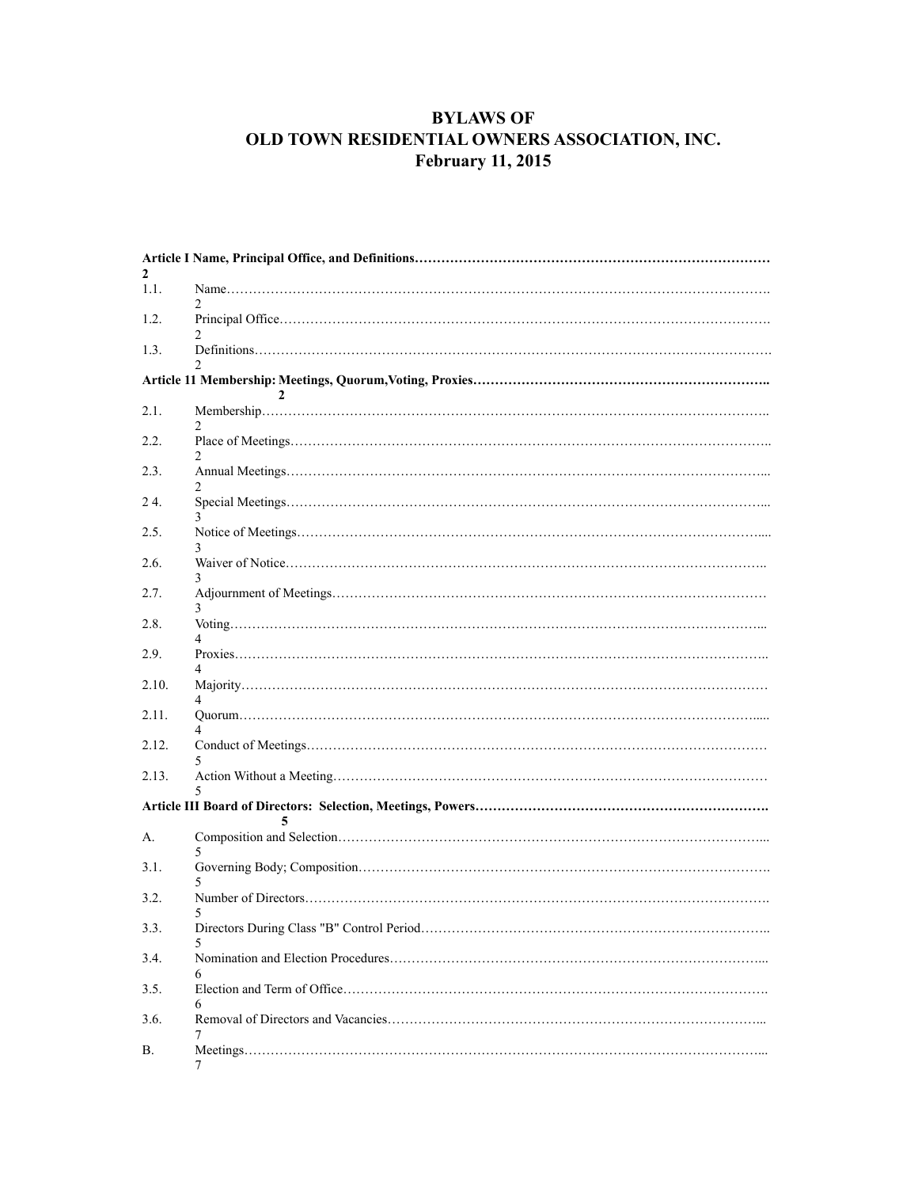# BYLAWS OF
# OLD TOWN RESIDENTIAL OWNERS ASSOCIATION, INC.
## February 11, 2015

| | | |
|---|---|---|
| **Article I Name, Principal Office, and Definitions** | | **2** |
| 1.1. | Name | 2 |
| 1.2. | Principal Office | 2 |
| 1.3. | Definitions | 2 |
| **Article 11 Membership: Meetings, Quorum,Voting, Proxies** | | **2** |
| 2.1. | Membership | 2 |
| 2.2. | Place of Meetings | 2 |
| 2.3. | Annual Meetings | 2 |
| 2 4. | Special Meetings | 3 |
| 2.5. | Notice of Meetings | 3 |
| 2.6. | Waiver of Notice | 3 |
| 2.7. | Adjournment of Meetings | 3 |
| 2.8. | Voting | 4 |
| 2.9. | Proxies | 4 |
| 2.10. | Majority | 4 |
| 2.11. | Quorum | 4 |
| 2.12. | Conduct of Meetings | 5 |
| 2.13. | Action Without a Meeting | 5 |
| **Article III Board of Directors: Selection, Meetings, Powers** | | **5** |
| A. | Composition and Selection | 5 |
| 3.1. | Governing Body; Composition | 5 |
| 3.2. | Number of Directors | 5 |
| 3.3. | Directors During Class "B" Control Period | 5 |
| 3.4. | Nomination and Election Procedures | 6 |
| 3.5. | Election and Term of Office | 6 |
| 3.6. | Removal of Directors and Vacancies | 7 |
| B. | Meetings | 7 |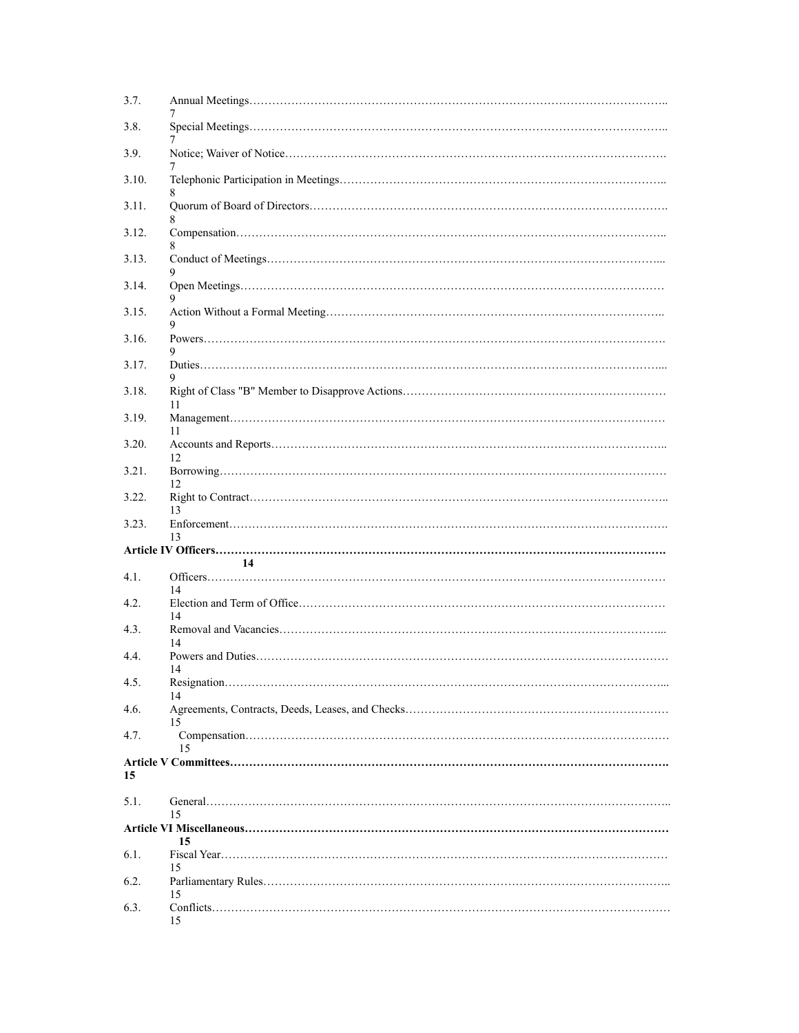| | | |
|---|---|---|
| 3.7. | Annual Meetings | 7 |
| 3.8. | Special Meetings | 7 |
| 3.9. | Notice; Waiver of Notice | 7 |
| 3.10. | Telephonic Participation in Meetings | 8 |
| 3.11. | Quorum of Board of Directors | 8 |
| 3.12. | Compensation | 8 |
| 3.13. | Conduct of Meetings | 9 |
| 3.14. | Open Meetings | 9 |
| 3.15. | Action Without a Formal Meeting | 9 |
| 3.16. | Powers | 9 |
| 3.17. | Duties | 9 |
| 3.18. | Right of Class "B" Member to Disapprove Actions | 11 |
| 3.19. | Management | 11 |
| 3.20. | Accounts and Reports | 12 |
| 3.21. | Borrowing | 12 |
| 3.22. | Right to Contract | 13 |
| 3.23. | Enforcement | 13 |
| **Article IV Officers** | | **14** |
| 4.1. | Officers | 14 |
| 4.2. | Election and Term of Office | 14 |
| 4.3. | Removal and Vacancies | 14 |
| 4.4. | Powers and Duties | 14 |
| 4.5. | Resignation | 14 |
| 4.6. | Agreements, Contracts, Deeds, Leases, and Checks | 15 |
| 4.7. | Compensation | 15 |
| **Article V Committees** | | **15** |
| 5.1. | General | 15 |
| **Article VI Miscellaneous** | | **15** |
| 6.1. | Fiscal Year | 15 |
| 6.2. | Parliamentary Rules | 15 |
| 6.3. | Conflicts | 15 |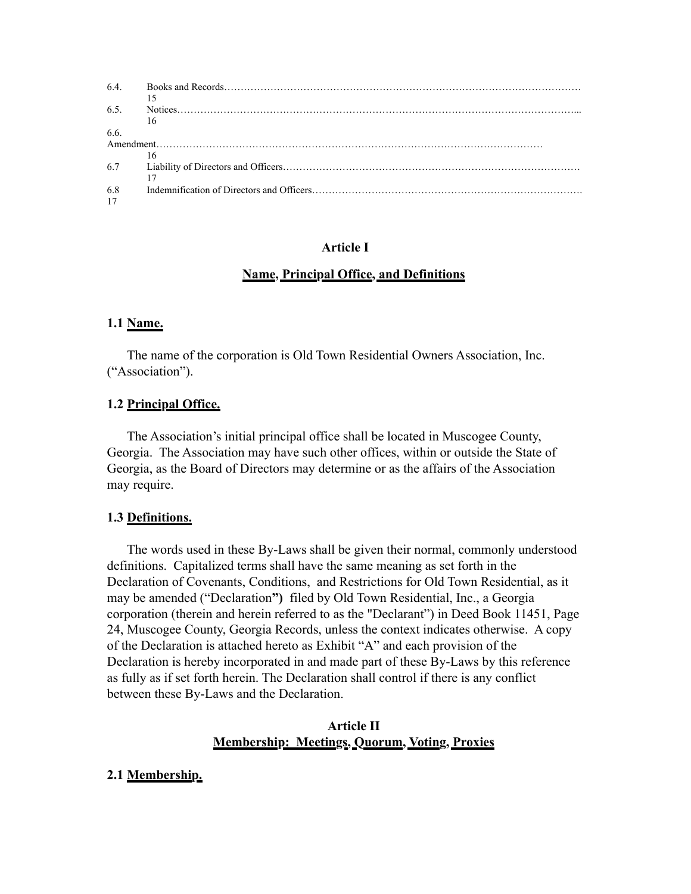| | | |
|---|---|---|
| 6.4. | Books and Records | 15 |
| 6.5. | Notices | 16 |
| 6.6. | Amendment | 16 |
| 6.7 | Liability of Directors and Officers | 17 |
| 6.8 | Indemnification of Directors and Officers | 17 |

## Article I

## Name, Principal Office, and Definitions

### 1.1 Name.

The name of the corporation is Old Town Residential Owners Association, Inc. ("Association").

### 1.2 Principal Office.

The Association's initial principal office shall be located in Muscogee County, Georgia. The Association may have such other offices, within or outside the State of Georgia, as the Board of Directors may determine or as the affairs of the Association may require.

### 1.3 Definitions.

The words used in these By-Laws shall be given their normal, commonly understood definitions. Capitalized terms shall have the same meaning as set forth in the Declaration of Covenants, Conditions, and Restrictions for Old Town Residential, as it may be amended ("Declaration**")** filed by Old Town Residential, Inc., a Georgia corporation (therein and herein referred to as the "Declarant") in Deed Book 11451, Page 24, Muscogee County, Georgia Records, unless the context indicates otherwise. A copy of the Declaration is attached hereto as Exhibit "A" and each provision of the Declaration is hereby incorporated in and made part of these By-Laws by this reference as fully as if set forth herein. The Declaration shall control if there is any conflict between these By-Laws and the Declaration.

## Article II

## Membership: Meetings, Quorum, Voting, Proxies

### 2.1 Membership.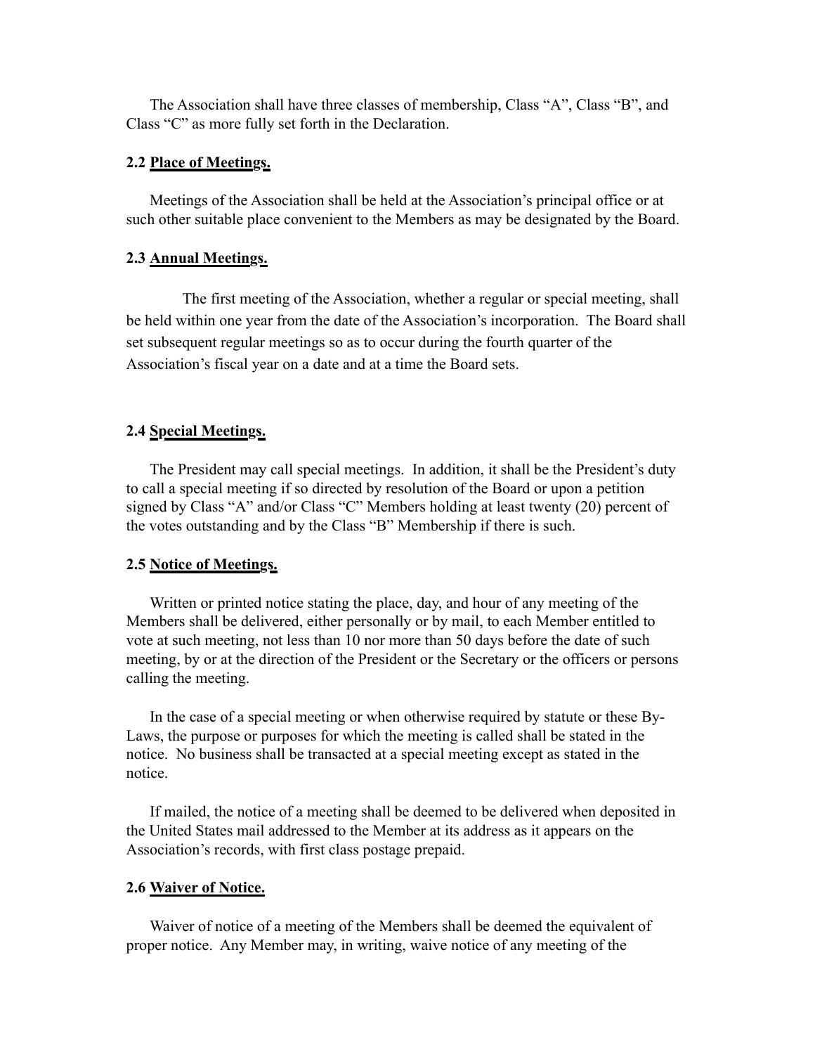The Association shall have three classes of membership, Class "A", Class "B", and Class "C" as more fully set forth in the Declaration.

**2.2 <u>Place of Meetings.</u>**

Meetings of the Association shall be held at the Association's principal office or at such other suitable place convenient to the Members as may be designated by the Board.

**2.3 <u>Annual Meetings.</u>**

The first meeting of the Association, whether a regular or special meeting, shall be held within one year from the date of the Association's incorporation. The Board shall set subsequent regular meetings so as to occur during the fourth quarter of the Association's fiscal year on a date and at a time the Board sets.

**2.4 <u>Special Meetings.</u>**

The President may call special meetings. In addition, it shall be the President's duty to call a special meeting if so directed by resolution of the Board or upon a petition signed by Class "A" and/or Class "C" Members holding at least twenty (20) percent of the votes outstanding and by the Class "B" Membership if there is such.

**2.5 <u>Notice of Meetings.</u>**

Written or printed notice stating the place, day, and hour of any meeting of the Members shall be delivered, either personally or by mail, to each Member entitled to vote at such meeting, not less than 10 nor more than 50 days before the date of such meeting, by or at the direction of the President or the Secretary or the officers or persons calling the meeting.

In the case of a special meeting or when otherwise required by statute or these By-Laws, the purpose or purposes for which the meeting is called shall be stated in the notice. No business shall be transacted at a special meeting except as stated in the notice.

If mailed, the notice of a meeting shall be deemed to be delivered when deposited in the United States mail addressed to the Member at its address as it appears on the Association's records, with first class postage prepaid.

**2.6 <u>Waiver of Notice.</u>**

Waiver of notice of a meeting of the Members shall be deemed the equivalent of proper notice. Any Member may, in writing, waive notice of any meeting of the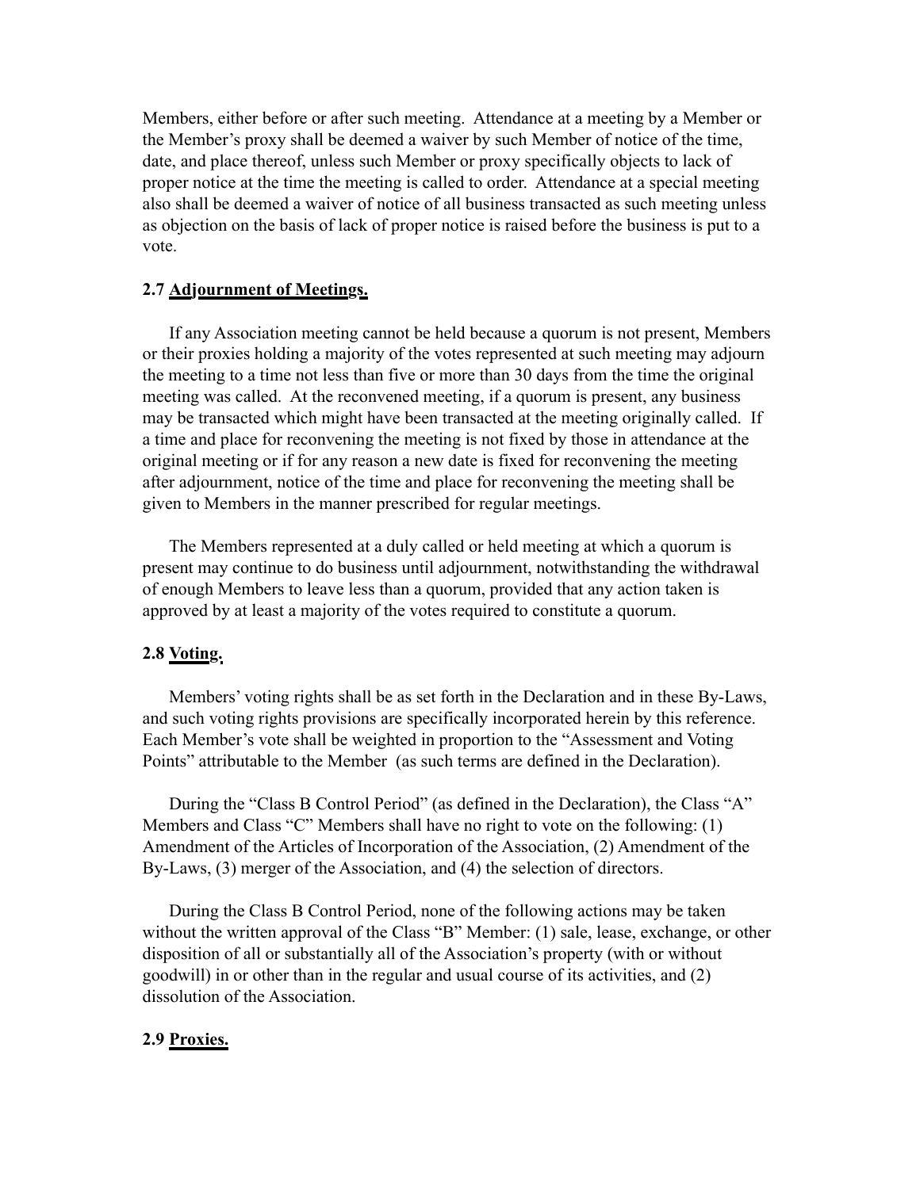Members, either before or after such meeting. Attendance at a meeting by a Member or the Member's proxy shall be deemed a waiver by such Member of notice of the time, date, and place thereof, unless such Member or proxy specifically objects to lack of proper notice at the time the meeting is called to order. Attendance at a special meeting also shall be deemed a waiver of notice of all business transacted as such meeting unless as objection on the basis of lack of proper notice is raised before the business is put to a vote.

### 2.7 Adjournment of Meetings.

If any Association meeting cannot be held because a quorum is not present, Members or their proxies holding a majority of the votes represented at such meeting may adjourn the meeting to a time not less than five or more than 30 days from the time the original meeting was called. At the reconvened meeting, if a quorum is present, any business may be transacted which might have been transacted at the meeting originally called. If a time and place for reconvening the meeting is not fixed by those in attendance at the original meeting or if for any reason a new date is fixed for reconvening the meeting after adjournment, notice of the time and place for reconvening the meeting shall be given to Members in the manner prescribed for regular meetings.

The Members represented at a duly called or held meeting at which a quorum is present may continue to do business until adjournment, notwithstanding the withdrawal of enough Members to leave less than a quorum, provided that any action taken is approved by at least a majority of the votes required to constitute a quorum.

### 2.8 Voting.

Members' voting rights shall be as set forth in the Declaration and in these By-Laws, and such voting rights provisions are specifically incorporated herein by this reference. Each Member's vote shall be weighted in proportion to the "Assessment and Voting Points" attributable to the Member (as such terms are defined in the Declaration).

During the "Class B Control Period" (as defined in the Declaration), the Class "A" Members and Class "C" Members shall have no right to vote on the following: (1) Amendment of the Articles of Incorporation of the Association, (2) Amendment of the By-Laws, (3) merger of the Association, and (4) the selection of directors.

During the Class B Control Period, none of the following actions may be taken without the written approval of the Class "B" Member: (1) sale, lease, exchange, or other disposition of all or substantially all of the Association's property (with or without goodwill) in or other than in the regular and usual course of its activities, and (2) dissolution of the Association.

### 2.9 Proxies.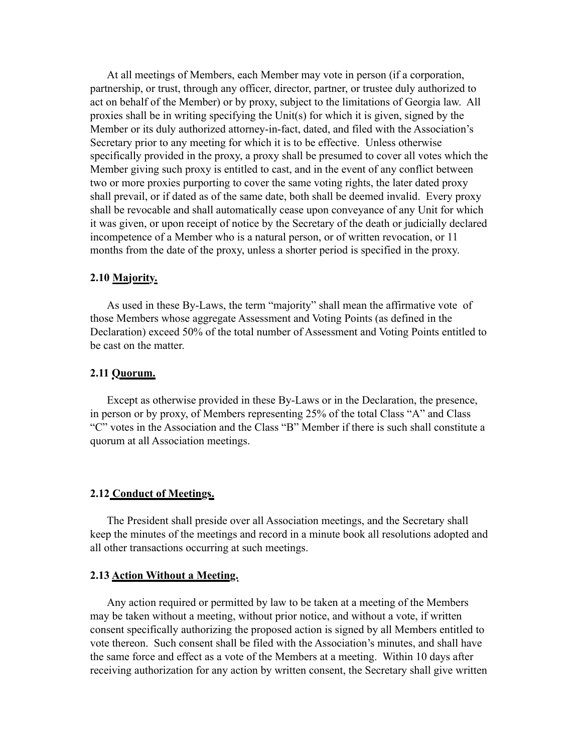At all meetings of Members, each Member may vote in person (if a corporation, partnership, or trust, through any officer, director, partner, or trustee duly authorized to act on behalf of the Member) or by proxy, subject to the limitations of Georgia law. All proxies shall be in writing specifying the Unit(s) for which it is given, signed by the Member or its duly authorized attorney-in-fact, dated, and filed with the Association's Secretary prior to any meeting for which it is to be effective. Unless otherwise specifically provided in the proxy, a proxy shall be presumed to cover all votes which the Member giving such proxy is entitled to cast, and in the event of any conflict between two or more proxies purporting to cover the same voting rights, the later dated proxy shall prevail, or if dated as of the same date, both shall be deemed invalid. Every proxy shall be revocable and shall automatically cease upon conveyance of any Unit for which it was given, or upon receipt of notice by the Secretary of the death or judicially declared incompetence of a Member who is a natural person, or of written revocation, or 11 months from the date of the proxy, unless a shorter period is specified in the proxy.

**2.10 <u>Majority.</u>**

As used in these By-Laws, the term "majority" shall mean the affirmative vote of those Members whose aggregate Assessment and Voting Points (as defined in the Declaration) exceed 50% of the total number of Assessment and Voting Points entitled to be cast on the matter.

**2.11 <u>Quorum.</u>**

Except as otherwise provided in these By-Laws or in the Declaration, the presence, in person or by proxy, of Members representing 25% of the total Class "A" and Class "C" votes in the Association and the Class "B" Member if there is such shall constitute a quorum at all Association meetings.

**2.12 <u>Conduct of Meetings.</u>**

The President shall preside over all Association meetings, and the Secretary shall keep the minutes of the meetings and record in a minute book all resolutions adopted and all other transactions occurring at such meetings.

**2.13 <u>Action Without a Meeting.</u>**

Any action required or permitted by law to be taken at a meeting of the Members may be taken without a meeting, without prior notice, and without a vote, if written consent specifically authorizing the proposed action is signed by all Members entitled to vote thereon. Such consent shall be filed with the Association's minutes, and shall have the same force and effect as a vote of the Members at a meeting. Within 10 days after receiving authorization for any action by written consent, the Secretary shall give written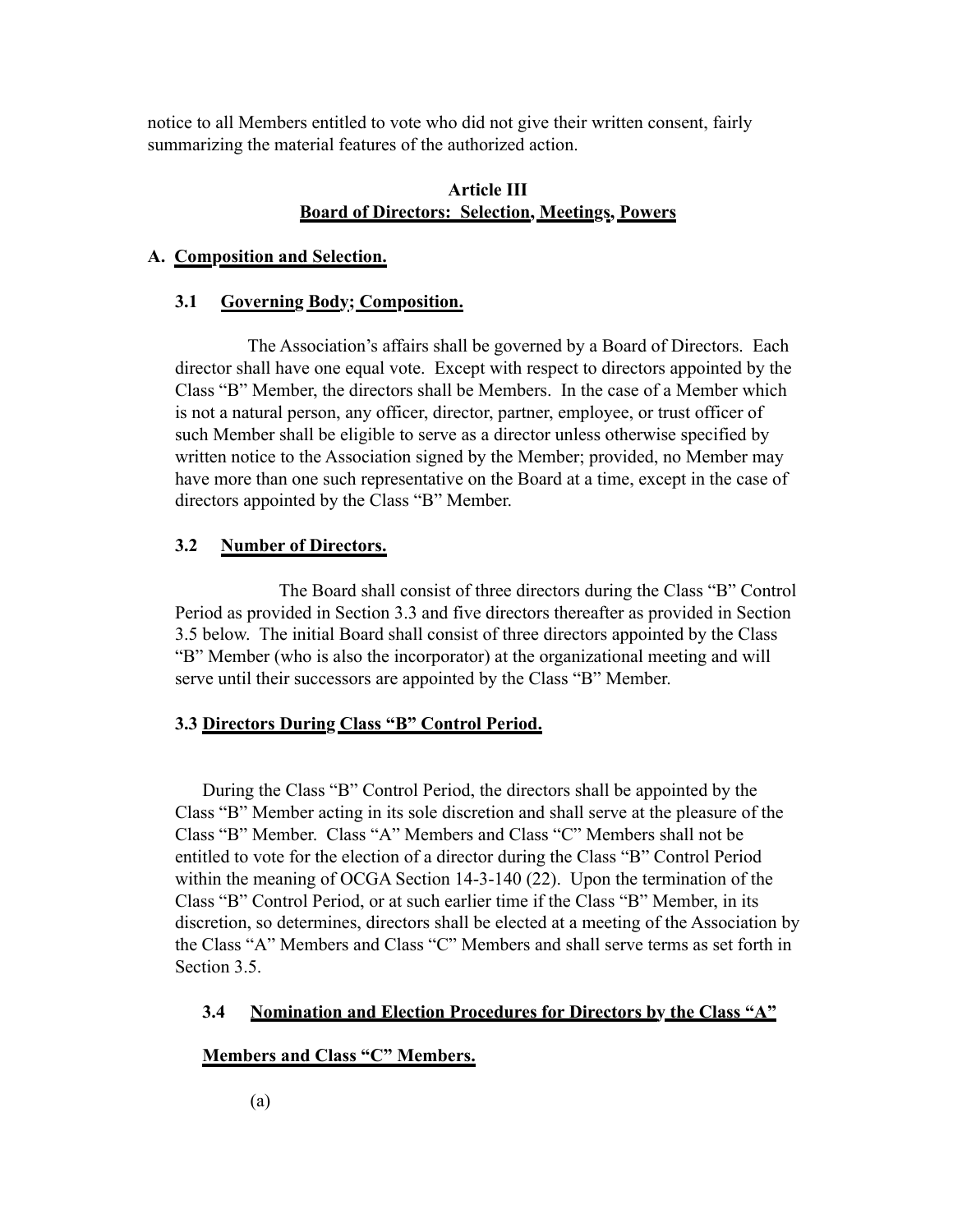notice to all Members entitled to vote who did not give their written consent, fairly summarizing the material features of the authorized action.

## Article III
## Board of Directors: Selection, Meetings, Powers

### A. Composition and Selection.

#### 3.1 Governing Body; Composition.

The Association's affairs shall be governed by a Board of Directors. Each director shall have one equal vote. Except with respect to directors appointed by the Class "B" Member, the directors shall be Members. In the case of a Member which is not a natural person, any officer, director, partner, employee, or trust officer of such Member shall be eligible to serve as a director unless otherwise specified by written notice to the Association signed by the Member; provided, no Member may have more than one such representative on the Board at a time, except in the case of directors appointed by the Class "B" Member.

#### 3.2 Number of Directors.

The Board shall consist of three directors during the Class "B" Control Period as provided in Section 3.3 and five directors thereafter as provided in Section 3.5 below. The initial Board shall consist of three directors appointed by the Class "B" Member (who is also the incorporator) at the organizational meeting and will serve until their successors are appointed by the Class "B" Member.

#### 3.3 Directors During Class "B" Control Period.

During the Class "B" Control Period, the directors shall be appointed by the Class "B" Member acting in its sole discretion and shall serve at the pleasure of the Class "B" Member. Class "A" Members and Class "C" Members shall not be entitled to vote for the election of a director during the Class "B" Control Period within the meaning of OCGA Section 14-3-140 (22). Upon the termination of the Class "B" Control Period, or at such earlier time if the Class "B" Member, in its discretion, so determines, directors shall be elected at a meeting of the Association by the Class "A" Members and Class "C" Members and shall serve terms as set forth in Section 3.5.

#### 3.4 Nomination and Election Procedures for Directors by the Class "A" Members and Class "C" Members.

(a)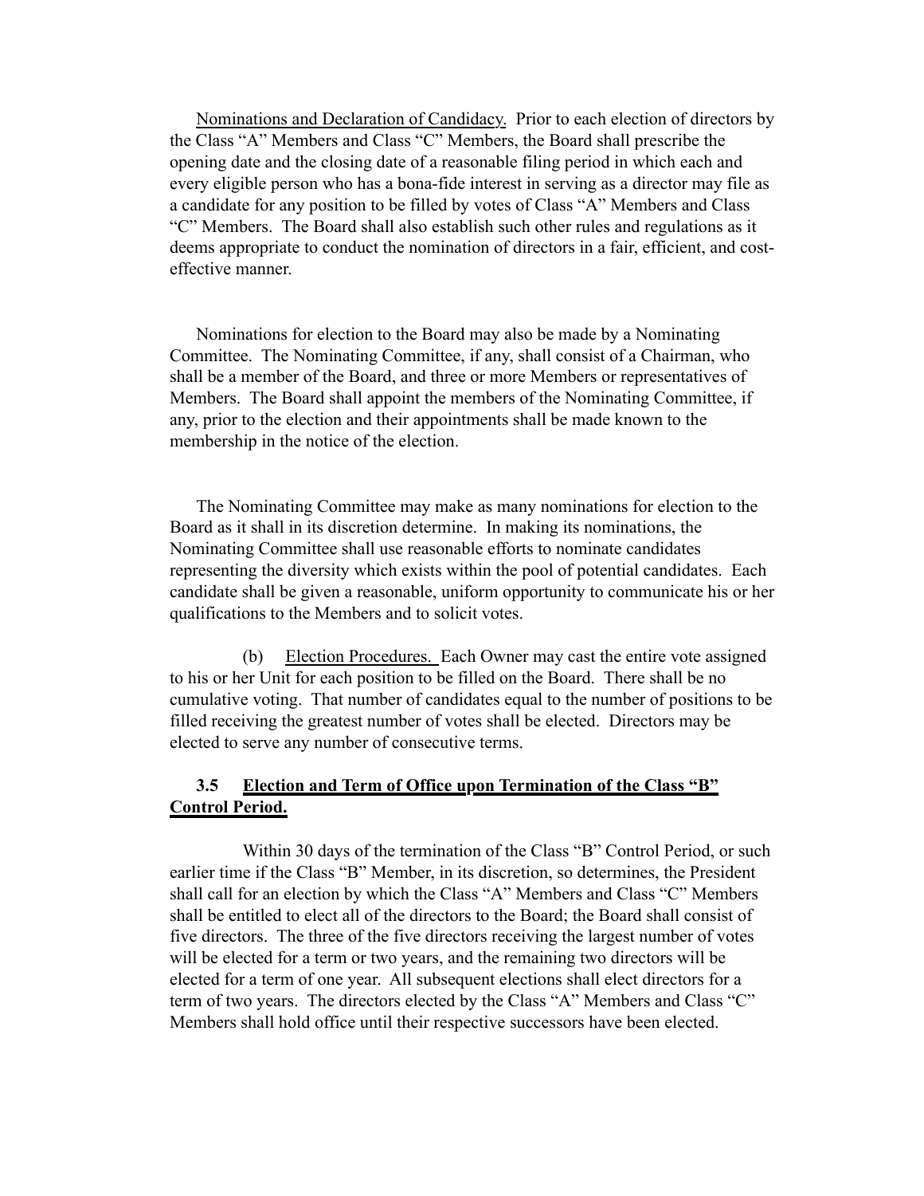<u>Nominations and Declaration of Candidacy.</u> Prior to each election of directors by the Class "A" Members and Class "C" Members, the Board shall prescribe the opening date and the closing date of a reasonable filing period in which each and every eligible person who has a bona-fide interest in serving as a director may file as a candidate for any position to be filled by votes of Class "A" Members and Class "C" Members. The Board shall also establish such other rules and regulations as it deems appropriate to conduct the nomination of directors in a fair, efficient, and cost-effective manner.

Nominations for election to the Board may also be made by a Nominating Committee. The Nominating Committee, if any, shall consist of a Chairman, who shall be a member of the Board, and three or more Members or representatives of Members. The Board shall appoint the members of the Nominating Committee, if any, prior to the election and their appointments shall be made known to the membership in the notice of the election.

The Nominating Committee may make as many nominations for election to the Board as it shall in its discretion determine. In making its nominations, the Nominating Committee shall use reasonable efforts to nominate candidates representing the diversity which exists within the pool of potential candidates. Each candidate shall be given a reasonable, uniform opportunity to communicate his or her qualifications to the Members and to solicit votes.

(b) <u>Election Procedures.</u> Each Owner may cast the entire vote assigned to his or her Unit for each position to be filled on the Board. There shall be no cumulative voting. That number of candidates equal to the number of positions to be filled receiving the greatest number of votes shall be elected. Directors may be elected to serve any number of consecutive terms.

**3.5 <u>Election and Term of Office upon Termination of the Class "B" Control Period.</u>**

Within 30 days of the termination of the Class "B" Control Period, or such earlier time if the Class "B" Member, in its discretion, so determines, the President shall call for an election by which the Class "A" Members and Class "C" Members shall be entitled to elect all of the directors to the Board; the Board shall consist of five directors. The three of the five directors receiving the largest number of votes will be elected for a term or two years, and the remaining two directors will be elected for a term of one year. All subsequent elections shall elect directors for a term of two years. The directors elected by the Class "A" Members and Class "C" Members shall hold office until their respective successors have been elected.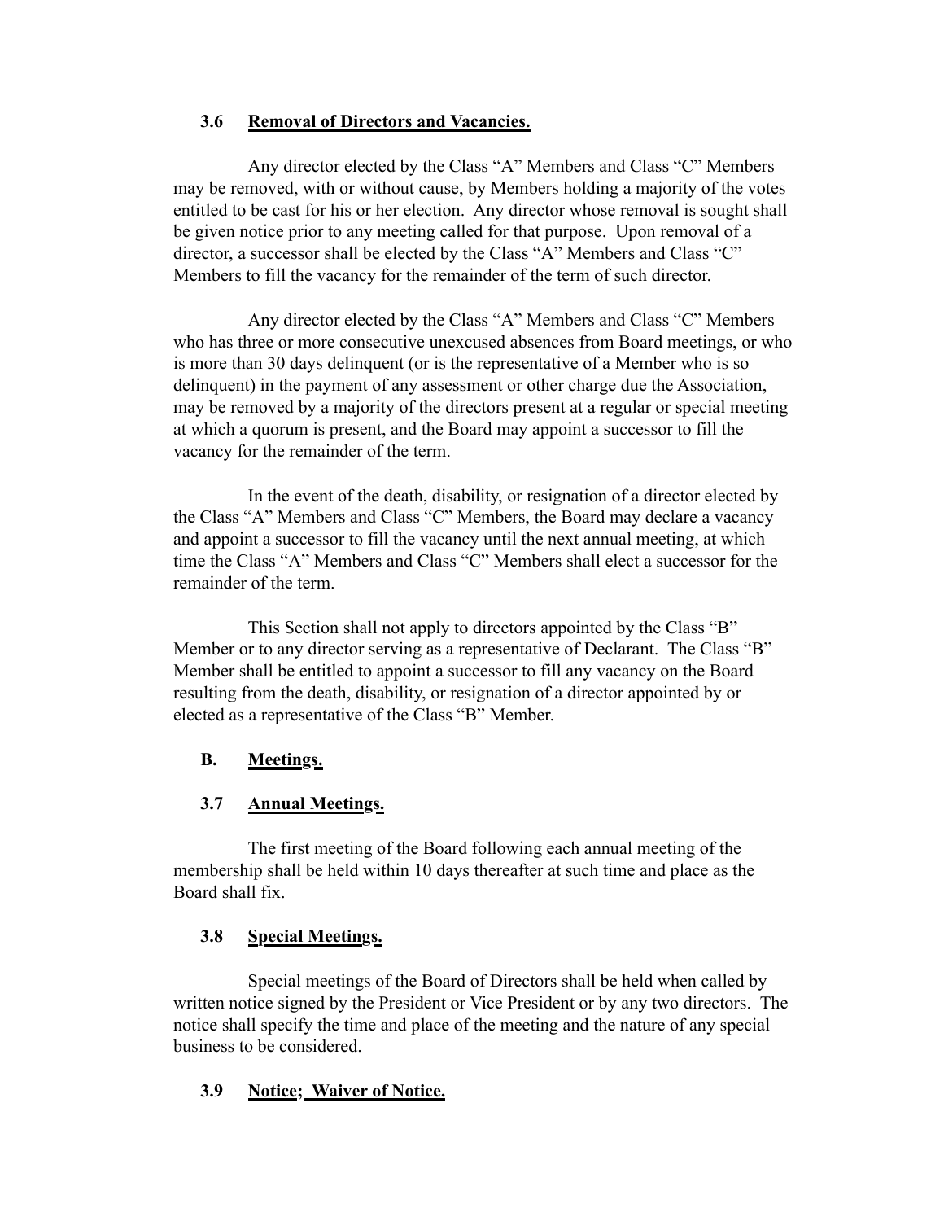### 3.6 Removal of Directors and Vacancies.

Any director elected by the Class "A" Members and Class "C" Members may be removed, with or without cause, by Members holding a majority of the votes entitled to be cast for his or her election. Any director whose removal is sought shall be given notice prior to any meeting called for that purpose. Upon removal of a director, a successor shall be elected by the Class "A" Members and Class "C" Members to fill the vacancy for the remainder of the term of such director.

Any director elected by the Class "A" Members and Class "C" Members who has three or more consecutive unexcused absences from Board meetings, or who is more than 30 days delinquent (or is the representative of a Member who is so delinquent) in the payment of any assessment or other charge due the Association, may be removed by a majority of the directors present at a regular or special meeting at which a quorum is present, and the Board may appoint a successor to fill the vacancy for the remainder of the term.

In the event of the death, disability, or resignation of a director elected by the Class "A" Members and Class "C" Members, the Board may declare a vacancy and appoint a successor to fill the vacancy until the next annual meeting, at which time the Class "A" Members and Class "C" Members shall elect a successor for the remainder of the term.

This Section shall not apply to directors appointed by the Class "B" Member or to any director serving as a representative of Declarant. The Class "B" Member shall be entitled to appoint a successor to fill any vacancy on the Board resulting from the death, disability, or resignation of a director appointed by or elected as a representative of the Class "B" Member.

## B. Meetings.

### 3.7 Annual Meetings.

The first meeting of the Board following each annual meeting of the membership shall be held within 10 days thereafter at such time and place as the Board shall fix.

### 3.8 Special Meetings.

Special meetings of the Board of Directors shall be held when called by written notice signed by the President or Vice President or by any two directors. The notice shall specify the time and place of the meeting and the nature of any special business to be considered.

### 3.9 Notice; Waiver of Notice.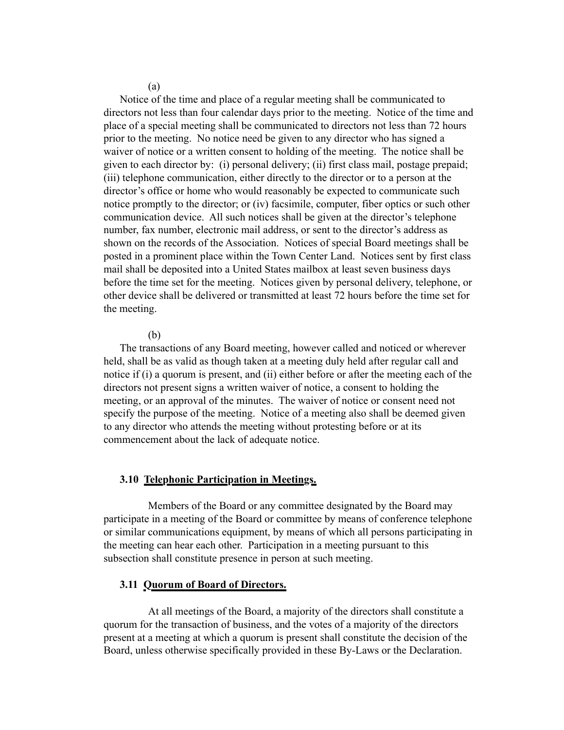(a)

Notice of the time and place of a regular meeting shall be communicated to directors not less than four calendar days prior to the meeting. Notice of the time and place of a special meeting shall be communicated to directors not less than 72 hours prior to the meeting. No notice need be given to any director who has signed a waiver of notice or a written consent to holding of the meeting. The notice shall be given to each director by: (i) personal delivery; (ii) first class mail, postage prepaid; (iii) telephone communication, either directly to the director or to a person at the director's office or home who would reasonably be expected to communicate such notice promptly to the director; or (iv) facsimile, computer, fiber optics or such other communication device. All such notices shall be given at the director's telephone number, fax number, electronic mail address, or sent to the director's address as shown on the records of the Association. Notices of special Board meetings shall be posted in a prominent place within the Town Center Land. Notices sent by first class mail shall be deposited into a United States mailbox at least seven business days before the time set for the meeting. Notices given by personal delivery, telephone, or other device shall be delivered or transmitted at least 72 hours before the time set for the meeting.

(b)

The transactions of any Board meeting, however called and noticed or wherever held, shall be as valid as though taken at a meeting duly held after regular call and notice if (i) a quorum is present, and (ii) either before or after the meeting each of the directors not present signs a written waiver of notice, a consent to holding the meeting, or an approval of the minutes. The waiver of notice or consent need not specify the purpose of the meeting. Notice of a meeting also shall be deemed given to any director who attends the meeting without protesting before or at its commencement about the lack of adequate notice.

### 3.10 Telephonic Participation in Meetings.

Members of the Board or any committee designated by the Board may participate in a meeting of the Board or committee by means of conference telephone or similar communications equipment, by means of which all persons participating in the meeting can hear each other. Participation in a meeting pursuant to this subsection shall constitute presence in person at such meeting.

### 3.11 Quorum of Board of Directors.

At all meetings of the Board, a majority of the directors shall constitute a quorum for the transaction of business, and the votes of a majority of the directors present at a meeting at which a quorum is present shall constitute the decision of the Board, unless otherwise specifically provided in these By-Laws or the Declaration.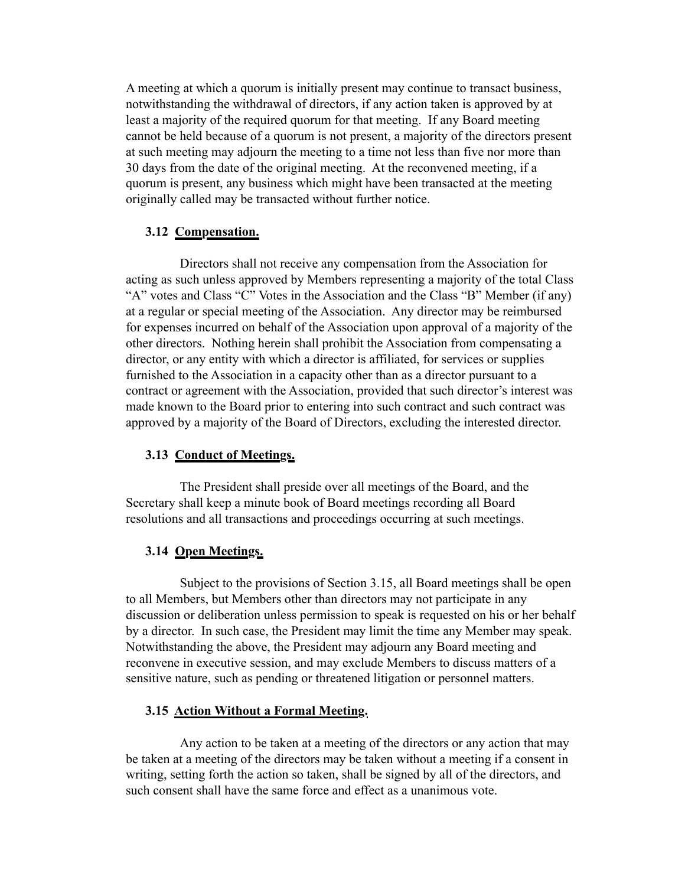A meeting at which a quorum is initially present may continue to transact business, notwithstanding the withdrawal of directors, if any action taken is approved by at least a majority of the required quorum for that meeting. If any Board meeting cannot be held because of a quorum is not present, a majority of the directors present at such meeting may adjourn the meeting to a time not less than five nor more than 30 days from the date of the original meeting. At the reconvened meeting, if a quorum is present, any business which might have been transacted at the meeting originally called may be transacted without further notice.

**3.12 <u>Compensation.</u>**

Directors shall not receive any compensation from the Association for acting as such unless approved by Members representing a majority of the total Class "A" votes and Class "C" Votes in the Association and the Class "B" Member (if any) at a regular or special meeting of the Association. Any director may be reimbursed for expenses incurred on behalf of the Association upon approval of a majority of the other directors. Nothing herein shall prohibit the Association from compensating a director, or any entity with which a director is affiliated, for services or supplies furnished to the Association in a capacity other than as a director pursuant to a contract or agreement with the Association, provided that such director's interest was made known to the Board prior to entering into such contract and such contract was approved by a majority of the Board of Directors, excluding the interested director.

**3.13 <u>Conduct of Meetings.</u>**

The President shall preside over all meetings of the Board, and the Secretary shall keep a minute book of Board meetings recording all Board resolutions and all transactions and proceedings occurring at such meetings.

**3.14 <u>Open Meetings.</u>**

Subject to the provisions of Section 3.15, all Board meetings shall be open to all Members, but Members other than directors may not participate in any discussion or deliberation unless permission to speak is requested on his or her behalf by a director. In such case, the President may limit the time any Member may speak. Notwithstanding the above, the President may adjourn any Board meeting and reconvene in executive session, and may exclude Members to discuss matters of a sensitive nature, such as pending or threatened litigation or personnel matters.

**3.15 <u>Action Without a Formal Meeting.</u>**

Any action to be taken at a meeting of the directors or any action that may be taken at a meeting of the directors may be taken without a meeting if a consent in writing, setting forth the action so taken, shall be signed by all of the directors, and such consent shall have the same force and effect as a unanimous vote.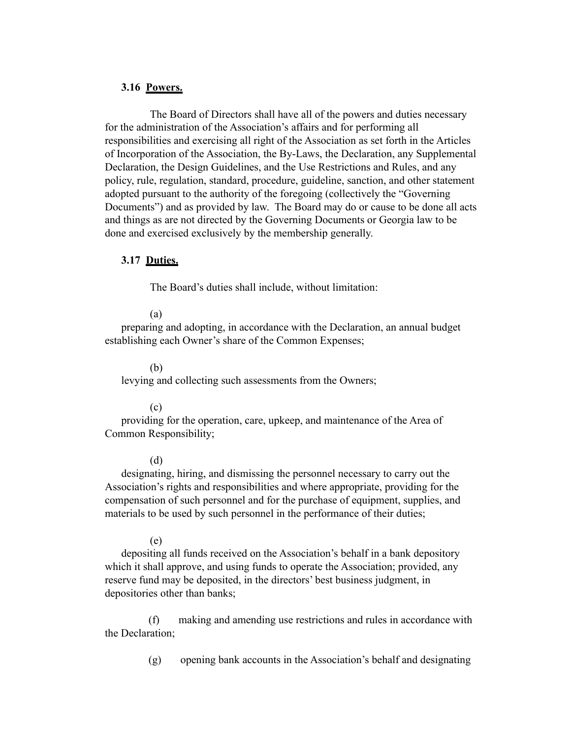**3.16 Powers.**

The Board of Directors shall have all of the powers and duties necessary for the administration of the Association's affairs and for performing all responsibilities and exercising all right of the Association as set forth in the Articles of Incorporation of the Association, the By-Laws, the Declaration, any Supplemental Declaration, the Design Guidelines, and the Use Restrictions and Rules, and any policy, rule, regulation, standard, procedure, guideline, sanction, and other statement adopted pursuant to the authority of the foregoing (collectively the "Governing Documents") and as provided by law. The Board may do or cause to be done all acts and things as are not directed by the Governing Documents or Georgia law to be done and exercised exclusively by the membership generally.

**3.17 Duties.**

The Board's duties shall include, without limitation:

(a) preparing and adopting, in accordance with the Declaration, an annual budget establishing each Owner's share of the Common Expenses;

(b) levying and collecting such assessments from the Owners;

(c) providing for the operation, care, upkeep, and maintenance of the Area of Common Responsibility;

(d) designating, hiring, and dismissing the personnel necessary to carry out the Association's rights and responsibilities and where appropriate, providing for the compensation of such personnel and for the purchase of equipment, supplies, and materials to be used by such personnel in the performance of their duties;

(e) depositing all funds received on the Association's behalf in a bank depository which it shall approve, and using funds to operate the Association; provided, any reserve fund may be deposited, in the directors' best business judgment, in depositories other than banks;

(f) making and amending use restrictions and rules in accordance with the Declaration;

(g) opening bank accounts in the Association's behalf and designating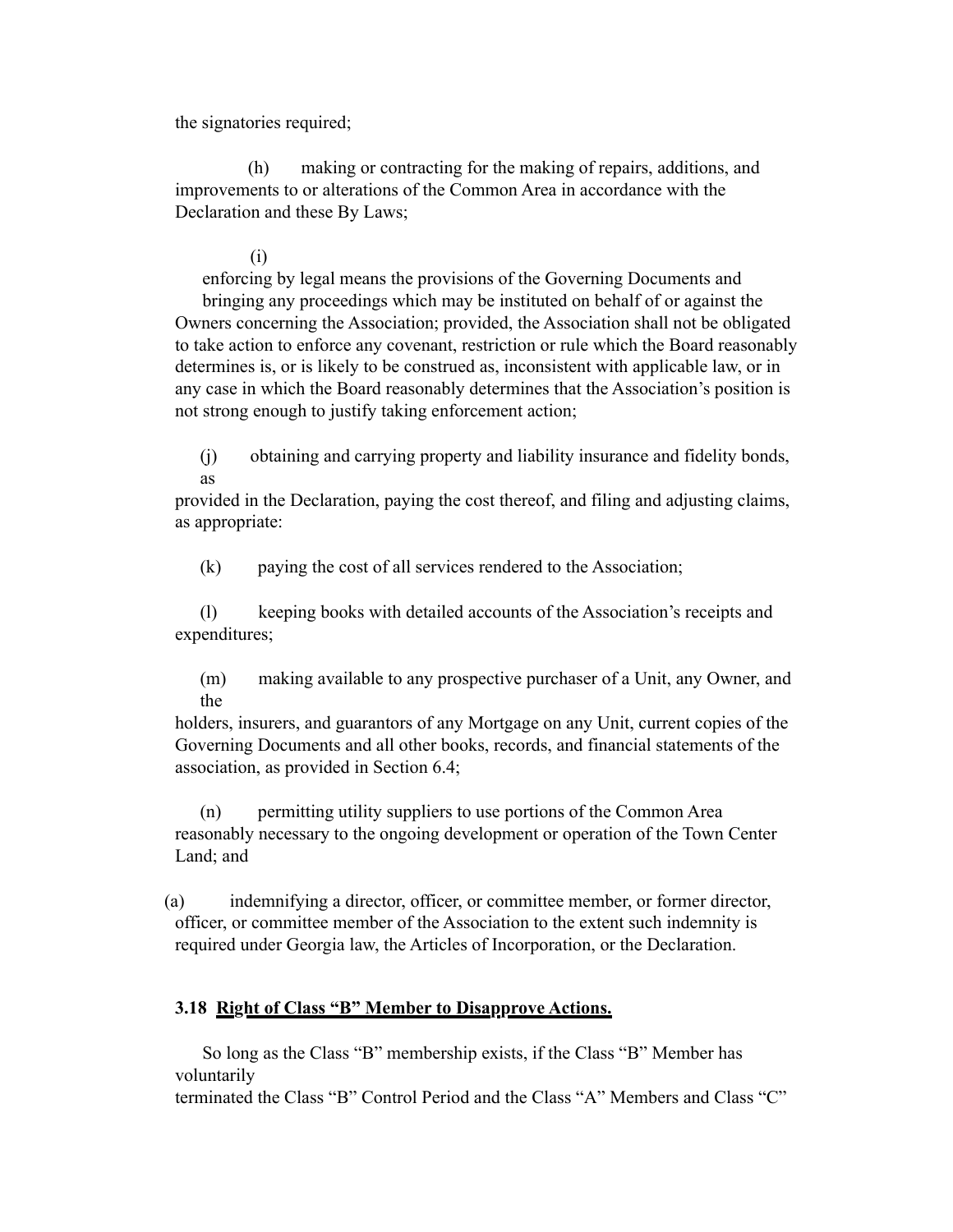the signatories required;

(h) making or contracting for the making of repairs, additions, and improvements to or alterations of the Common Area in accordance with the Declaration and these By Laws;

(i) enforcing by legal means the provisions of the Governing Documents and bringing any proceedings which may be instituted on behalf of or against the Owners concerning the Association; provided, the Association shall not be obligated to take action to enforce any covenant, restriction or rule which the Board reasonably determines is, or is likely to be construed as, inconsistent with applicable law, or in any case in which the Board reasonably determines that the Association's position is not strong enough to justify taking enforcement action;

(j) obtaining and carrying property and liability insurance and fidelity bonds, as provided in the Declaration, paying the cost thereof, and filing and adjusting claims, as appropriate:

(k) paying the cost of all services rendered to the Association;

(l) keeping books with detailed accounts of the Association's receipts and expenditures;

(m) making available to any prospective purchaser of a Unit, any Owner, and the holders, insurers, and guarantors of any Mortgage on any Unit, current copies of the Governing Documents and all other books, records, and financial statements of the association, as provided in Section 6.4;

(n) permitting utility suppliers to use portions of the Common Area reasonably necessary to the ongoing development or operation of the Town Center Land; and

(a) indemnifying a director, officer, or committee member, or former director, officer, or committee member of the Association to the extent such indemnity is required under Georgia law, the Articles of Incorporation, or the Declaration.

**3.18 Right of Class "B" Member to Disapprove Actions.**

So long as the Class "B" membership exists, if the Class "B" Member has voluntarily terminated the Class "B" Control Period and the Class "A" Members and Class "C"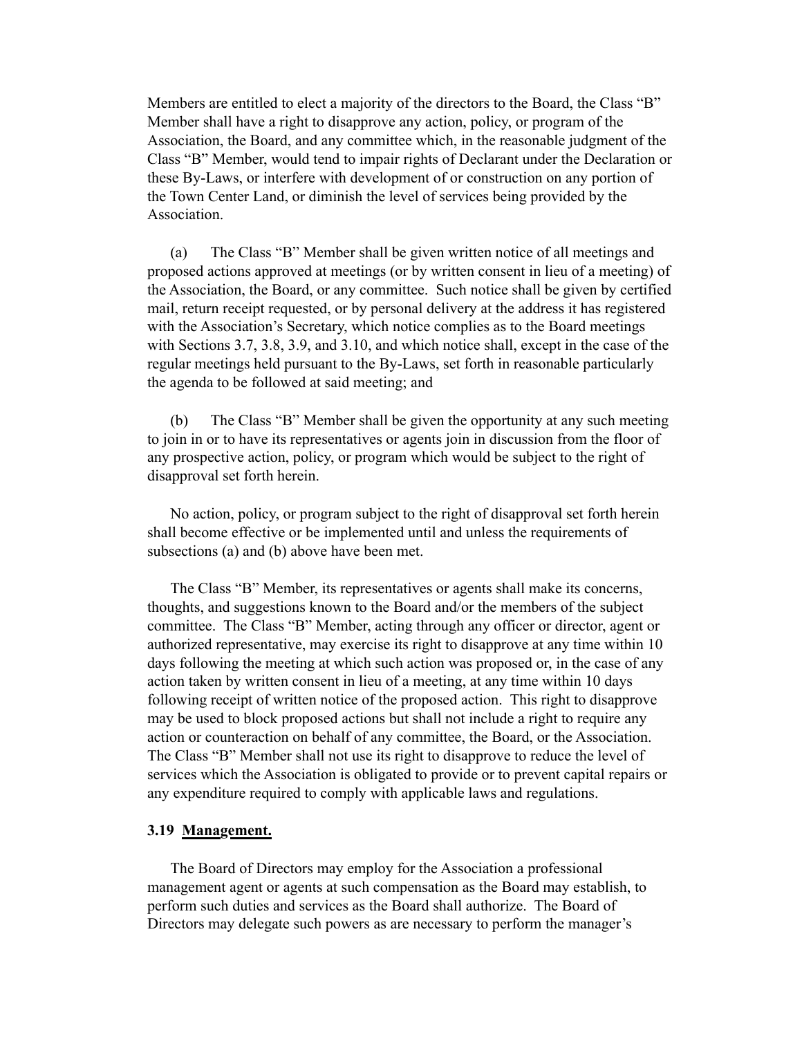Members are entitled to elect a majority of the directors to the Board, the Class "B" Member shall have a right to disapprove any action, policy, or program of the Association, the Board, and any committee which, in the reasonable judgment of the Class "B" Member, would tend to impair rights of Declarant under the Declaration or these By-Laws, or interfere with development of or construction on any portion of the Town Center Land, or diminish the level of services being provided by the Association.

(a) The Class "B" Member shall be given written notice of all meetings and proposed actions approved at meetings (or by written consent in lieu of a meeting) of the Association, the Board, or any committee. Such notice shall be given by certified mail, return receipt requested, or by personal delivery at the address it has registered with the Association's Secretary, which notice complies as to the Board meetings with Sections 3.7, 3.8, 3.9, and 3.10, and which notice shall, except in the case of the regular meetings held pursuant to the By-Laws, set forth in reasonable particularly the agenda to be followed at said meeting; and

(b) The Class "B" Member shall be given the opportunity at any such meeting to join in or to have its representatives or agents join in discussion from the floor of any prospective action, policy, or program which would be subject to the right of disapproval set forth herein.

No action, policy, or program subject to the right of disapproval set forth herein shall become effective or be implemented until and unless the requirements of subsections (a) and (b) above have been met.

The Class "B" Member, its representatives or agents shall make its concerns, thoughts, and suggestions known to the Board and/or the members of the subject committee. The Class "B" Member, acting through any officer or director, agent or authorized representative, may exercise its right to disapprove at any time within 10 days following the meeting at which such action was proposed or, in the case of any action taken by written consent in lieu of a meeting, at any time within 10 days following receipt of written notice of the proposed action. This right to disapprove may be used to block proposed actions but shall not include a right to require any action or counteraction on behalf of any committee, the Board, or the Association. The Class "B" Member shall not use its right to disapprove to reduce the level of services which the Association is obligated to provide or to prevent capital repairs or any expenditure required to comply with applicable laws and regulations.

**3.19 Management.**

The Board of Directors may employ for the Association a professional management agent or agents at such compensation as the Board may establish, to perform such duties and services as the Board shall authorize. The Board of Directors may delegate such powers as are necessary to perform the manager's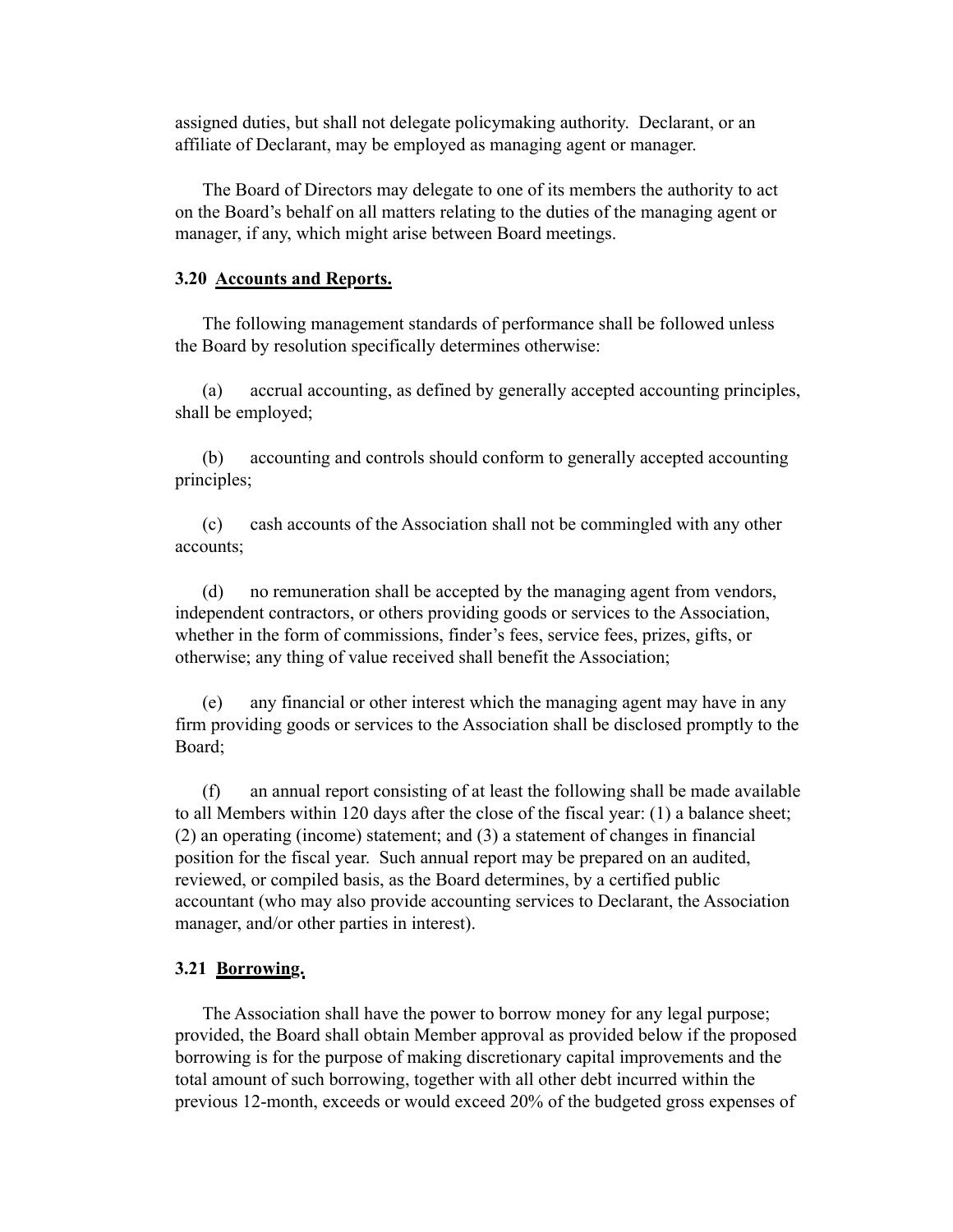assigned duties, but shall not delegate policymaking authority. Declarant, or an affiliate of Declarant, may be employed as managing agent or manager.

The Board of Directors may delegate to one of its members the authority to act on the Board's behalf on all matters relating to the duties of the managing agent or manager, if any, which might arise between Board meetings.

### 3.20 Accounts and Reports.

The following management standards of performance shall be followed unless the Board by resolution specifically determines otherwise:

(a) accrual accounting, as defined by generally accepted accounting principles, shall be employed;

(b) accounting and controls should conform to generally accepted accounting principles;

(c) cash accounts of the Association shall not be commingled with any other accounts;

(d) no remuneration shall be accepted by the managing agent from vendors, independent contractors, or others providing goods or services to the Association, whether in the form of commissions, finder's fees, service fees, prizes, gifts, or otherwise; any thing of value received shall benefit the Association;

(e) any financial or other interest which the managing agent may have in any firm providing goods or services to the Association shall be disclosed promptly to the Board;

(f) an annual report consisting of at least the following shall be made available to all Members within 120 days after the close of the fiscal year: (1) a balance sheet; (2) an operating (income) statement; and (3) a statement of changes in financial position for the fiscal year. Such annual report may be prepared on an audited, reviewed, or compiled basis, as the Board determines, by a certified public accountant (who may also provide accounting services to Declarant, the Association manager, and/or other parties in interest).

### 3.21 Borrowing.

The Association shall have the power to borrow money for any legal purpose; provided, the Board shall obtain Member approval as provided below if the proposed borrowing is for the purpose of making discretionary capital improvements and the total amount of such borrowing, together with all other debt incurred within the previous 12-month, exceeds or would exceed 20% of the budgeted gross expenses of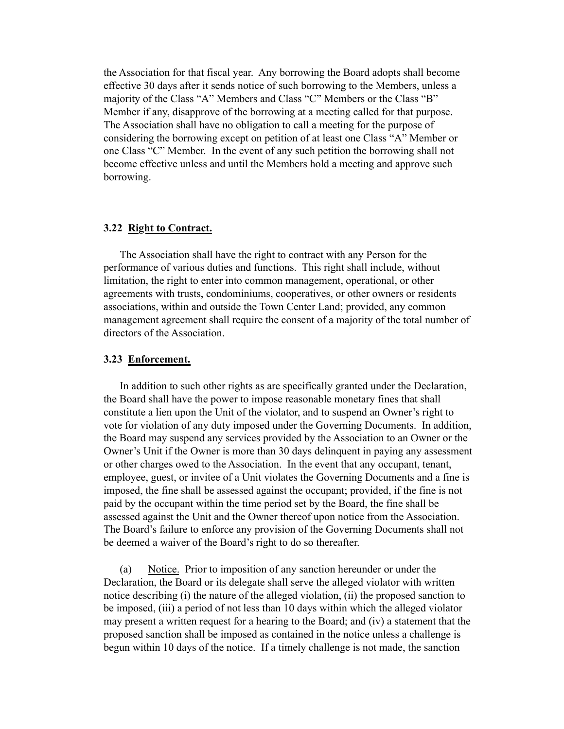the Association for that fiscal year. Any borrowing the Board adopts shall become effective 30 days after it sends notice of such borrowing to the Members, unless a majority of the Class "A" Members and Class "C" Members or the Class "B" Member if any, disapprove of the borrowing at a meeting called for that purpose. The Association shall have no obligation to call a meeting for the purpose of considering the borrowing except on petition of at least one Class "A" Member or one Class "C" Member. In the event of any such petition the borrowing shall not become effective unless and until the Members hold a meeting and approve such borrowing.

### 3.22 Right to Contract.

The Association shall have the right to contract with any Person for the performance of various duties and functions. This right shall include, without limitation, the right to enter into common management, operational, or other agreements with trusts, condominiums, cooperatives, or other owners or residents associations, within and outside the Town Center Land; provided, any common management agreement shall require the consent of a majority of the total number of directors of the Association.

### 3.23 Enforcement.

In addition to such other rights as are specifically granted under the Declaration, the Board shall have the power to impose reasonable monetary fines that shall constitute a lien upon the Unit of the violator, and to suspend an Owner's right to vote for violation of any duty imposed under the Governing Documents. In addition, the Board may suspend any services provided by the Association to an Owner or the Owner's Unit if the Owner is more than 30 days delinquent in paying any assessment or other charges owed to the Association. In the event that any occupant, tenant, employee, guest, or invitee of a Unit violates the Governing Documents and a fine is imposed, the fine shall be assessed against the occupant; provided, if the fine is not paid by the occupant within the time period set by the Board, the fine shall be assessed against the Unit and the Owner thereof upon notice from the Association. The Board's failure to enforce any provision of the Governing Documents shall not be deemed a waiver of the Board's right to do so thereafter.

(a) Notice. Prior to imposition of any sanction hereunder or under the Declaration, the Board or its delegate shall serve the alleged violator with written notice describing (i) the nature of the alleged violation, (ii) the proposed sanction to be imposed, (iii) a period of not less than 10 days within which the alleged violator may present a written request for a hearing to the Board; and (iv) a statement that the proposed sanction shall be imposed as contained in the notice unless a challenge is begun within 10 days of the notice. If a timely challenge is not made, the sanction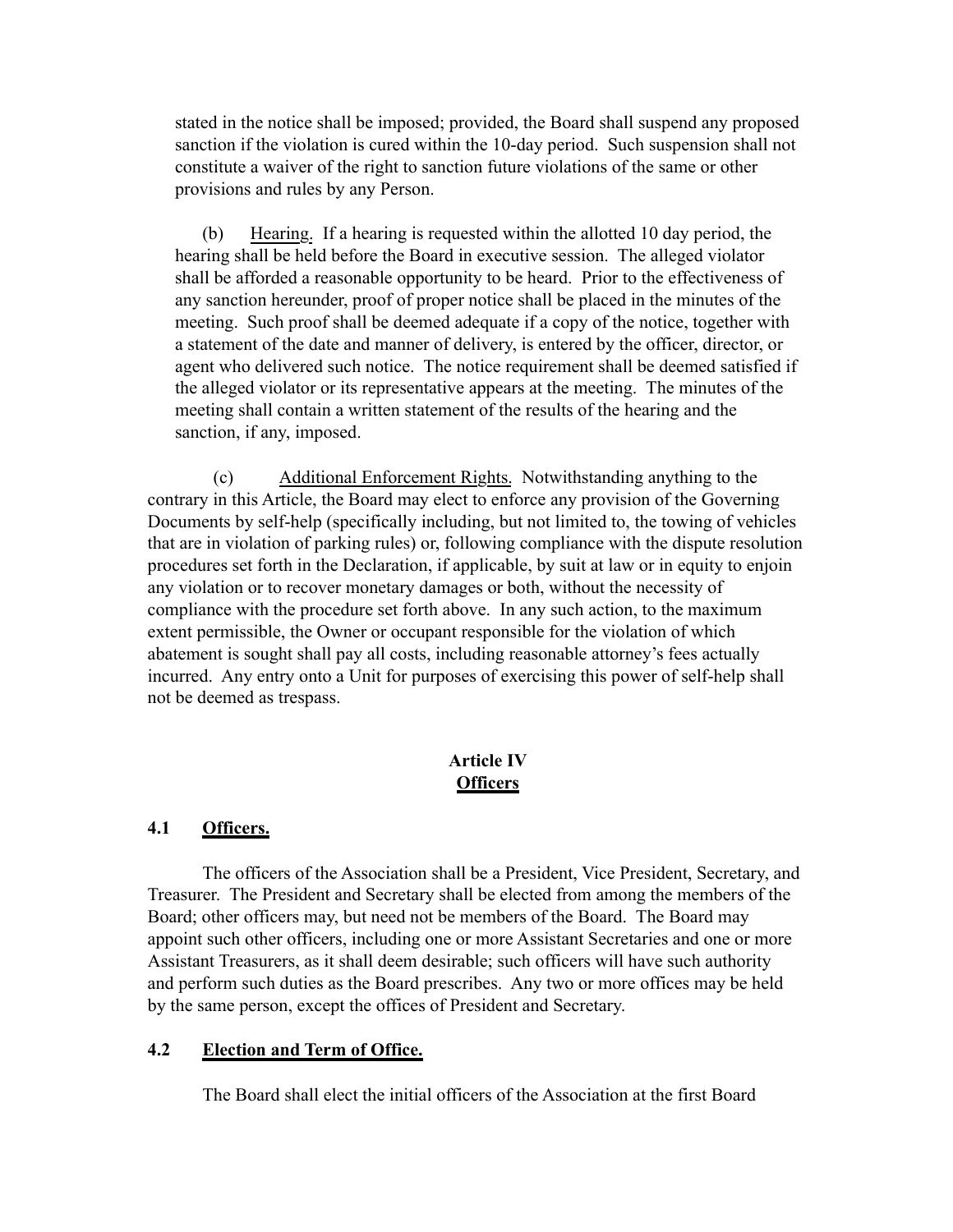stated in the notice shall be imposed; provided, the Board shall suspend any proposed sanction if the violation is cured within the 10-day period. Such suspension shall not constitute a waiver of the right to sanction future violations of the same or other provisions and rules by any Person.

(b) Hearing. If a hearing is requested within the allotted 10 day period, the hearing shall be held before the Board in executive session. The alleged violator shall be afforded a reasonable opportunity to be heard. Prior to the effectiveness of any sanction hereunder, proof of proper notice shall be placed in the minutes of the meeting. Such proof shall be deemed adequate if a copy of the notice, together with a statement of the date and manner of delivery, is entered by the officer, director, or agent who delivered such notice. The notice requirement shall be deemed satisfied if the alleged violator or its representative appears at the meeting. The minutes of the meeting shall contain a written statement of the results of the hearing and the sanction, if any, imposed.

(c) Additional Enforcement Rights. Notwithstanding anything to the contrary in this Article, the Board may elect to enforce any provision of the Governing Documents by self-help (specifically including, but not limited to, the towing of vehicles that are in violation of parking rules) or, following compliance with the dispute resolution procedures set forth in the Declaration, if applicable, by suit at law or in equity to enjoin any violation or to recover monetary damages or both, without the necessity of compliance with the procedure set forth above. In any such action, to the maximum extent permissible, the Owner or occupant responsible for the violation of which abatement is sought shall pay all costs, including reasonable attorney's fees actually incurred. Any entry onto a Unit for purposes of exercising this power of self-help shall not be deemed as trespass.

# Article IV
# Officers

## 4.1 Officers.

The officers of the Association shall be a President, Vice President, Secretary, and Treasurer. The President and Secretary shall be elected from among the members of the Board; other officers may, but need not be members of the Board. The Board may appoint such other officers, including one or more Assistant Secretaries and one or more Assistant Treasurers, as it shall deem desirable; such officers will have such authority and perform such duties as the Board prescribes. Any two or more offices may be held by the same person, except the offices of President and Secretary.

## 4.2 Election and Term of Office.

The Board shall elect the initial officers of the Association at the first Board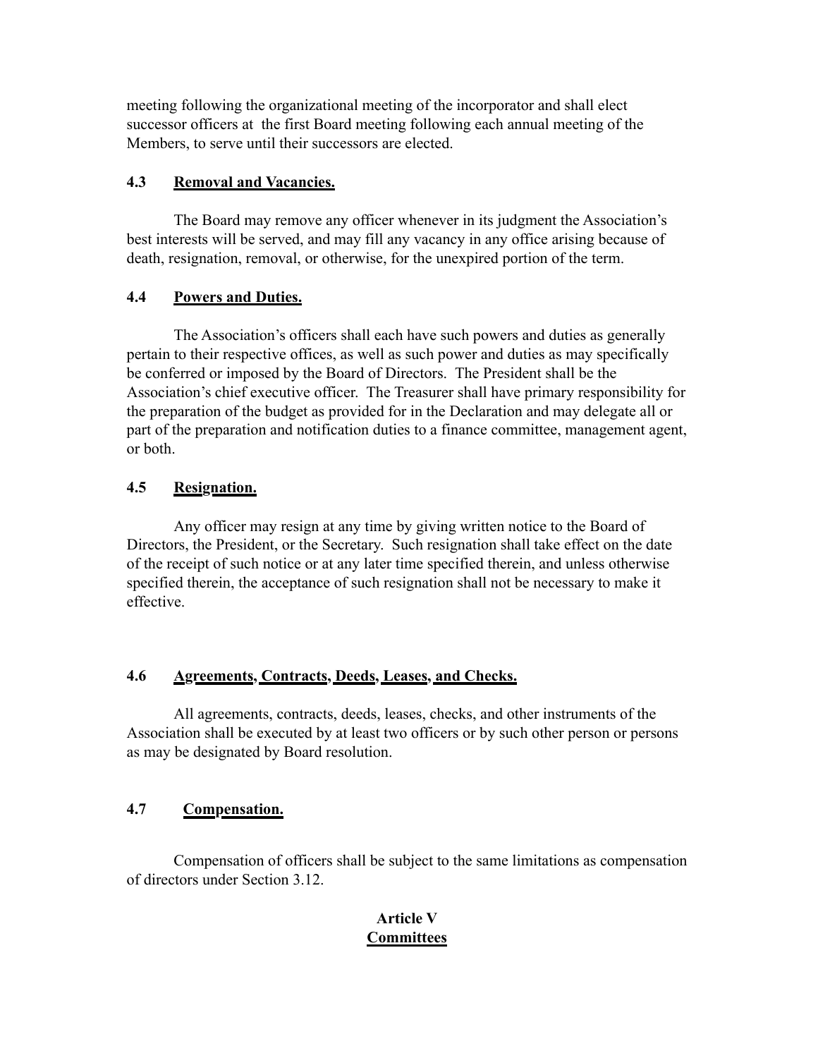meeting following the organizational meeting of the incorporator and shall elect successor officers at the first Board meeting following each annual meeting of the Members, to serve until their successors are elected.

### 4.3 Removal and Vacancies.

The Board may remove any officer whenever in its judgment the Association's best interests will be served, and may fill any vacancy in any office arising because of death, resignation, removal, or otherwise, for the unexpired portion of the term.

### 4.4 Powers and Duties.

The Association's officers shall each have such powers and duties as generally pertain to their respective offices, as well as such power and duties as may specifically be conferred or imposed by the Board of Directors. The President shall be the Association's chief executive officer. The Treasurer shall have primary responsibility for the preparation of the budget as provided for in the Declaration and may delegate all or part of the preparation and notification duties to a finance committee, management agent, or both.

### 4.5 Resignation.

Any officer may resign at any time by giving written notice to the Board of Directors, the President, or the Secretary. Such resignation shall take effect on the date of the receipt of such notice or at any later time specified therein, and unless otherwise specified therein, the acceptance of such resignation shall not be necessary to make it effective.

### 4.6 Agreements, Contracts, Deeds, Leases, and Checks.

All agreements, contracts, deeds, leases, checks, and other instruments of the Association shall be executed by at least two officers or by such other person or persons as may be designated by Board resolution.

### 4.7 Compensation.

Compensation of officers shall be subject to the same limitations as compensation of directors under Section 3.12.

## Article V
## Committees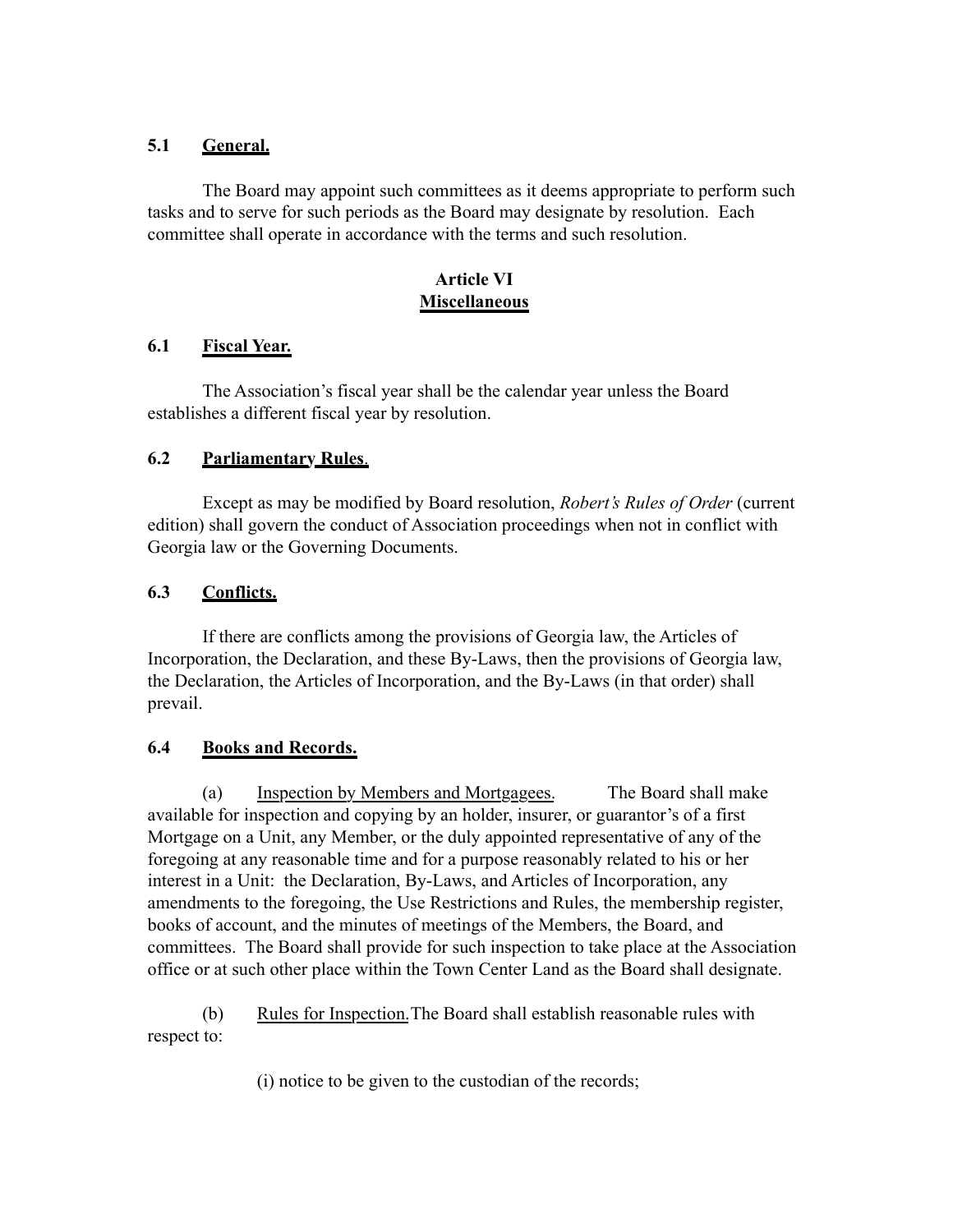**5.1 General.**

The Board may appoint such committees as it deems appropriate to perform such tasks and to serve for such periods as the Board may designate by resolution. Each committee shall operate in accordance with the terms and such resolution.

## Article VI
## Miscellaneous

**6.1 Fiscal Year.**

The Association's fiscal year shall be the calendar year unless the Board establishes a different fiscal year by resolution.

**6.2 Parliamentary Rules.**

Except as may be modified by Board resolution, *Robert's Rules of Order* (current edition) shall govern the conduct of Association proceedings when not in conflict with Georgia law or the Governing Documents.

**6.3 Conflicts.**

If there are conflicts among the provisions of Georgia law, the Articles of Incorporation, the Declaration, and these By-Laws, then the provisions of Georgia law, the Declaration, the Articles of Incorporation, and the By-Laws (in that order) shall prevail.

**6.4 Books and Records.**

(a) Inspection by Members and Mortgagees. The Board shall make available for inspection and copying by an holder, insurer, or guarantor's of a first Mortgage on a Unit, any Member, or the duly appointed representative of any of the foregoing at any reasonable time and for a purpose reasonably related to his or her interest in a Unit: the Declaration, By-Laws, and Articles of Incorporation, any amendments to the foregoing, the Use Restrictions and Rules, the membership register, books of account, and the minutes of meetings of the Members, the Board, and committees. The Board shall provide for such inspection to take place at the Association office or at such other place within the Town Center Land as the Board shall designate.

(b) Rules for Inspection. The Board shall establish reasonable rules with respect to:

(i) notice to be given to the custodian of the records;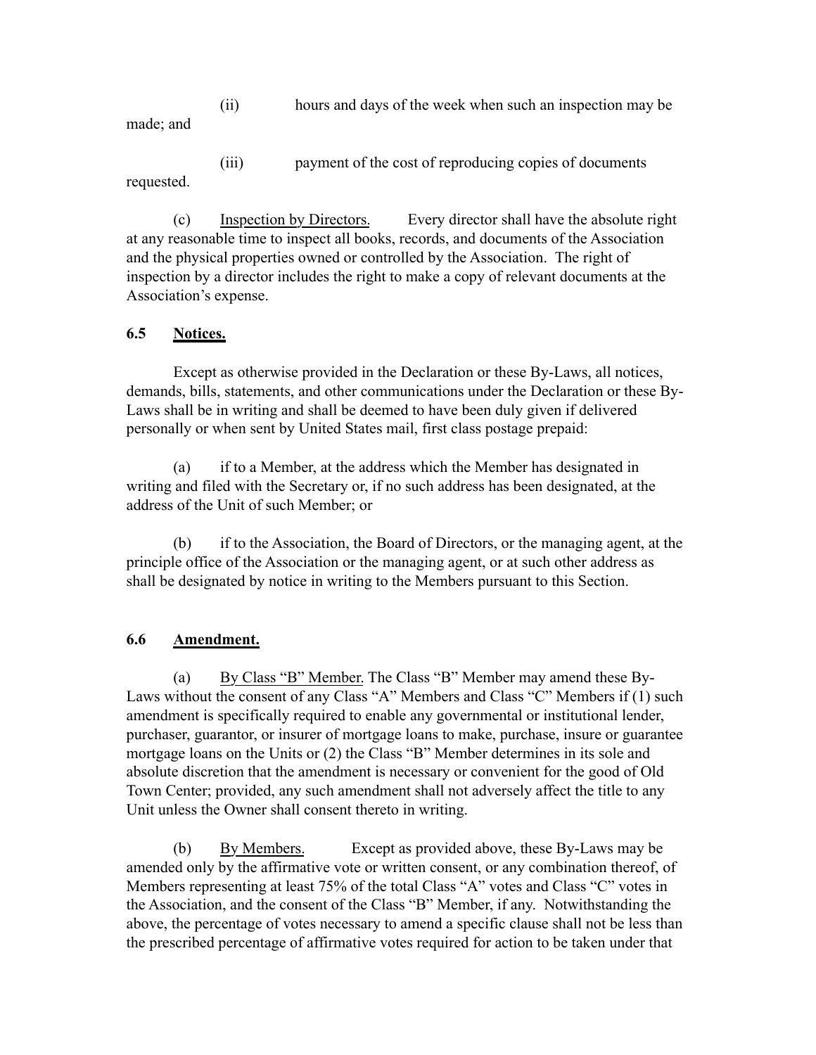(ii) hours and days of the week when such an inspection may be made; and

(iii) payment of the cost of reproducing copies of documents requested.

(c) Inspection by Directors. Every director shall have the absolute right at any reasonable time to inspect all books, records, and documents of the Association and the physical properties owned or controlled by the Association. The right of inspection by a director includes the right to make a copy of relevant documents at the Association's expense.

**6.5 Notices.**

Except as otherwise provided in the Declaration or these By-Laws, all notices, demands, bills, statements, and other communications under the Declaration or these By-Laws shall be in writing and shall be deemed to have been duly given if delivered personally or when sent by United States mail, first class postage prepaid:

(a) if to a Member, at the address which the Member has designated in writing and filed with the Secretary or, if no such address has been designated, at the address of the Unit of such Member; or

(b) if to the Association, the Board of Directors, or the managing agent, at the principle office of the Association or the managing agent, or at such other address as shall be designated by notice in writing to the Members pursuant to this Section.

**6.6 Amendment.**

(a) By Class "B" Member. The Class "B" Member may amend these By-Laws without the consent of any Class "A" Members and Class "C" Members if (1) such amendment is specifically required to enable any governmental or institutional lender, purchaser, guarantor, or insurer of mortgage loans to make, purchase, insure or guarantee mortgage loans on the Units or (2) the Class "B" Member determines in its sole and absolute discretion that the amendment is necessary or convenient for the good of Old Town Center; provided, any such amendment shall not adversely affect the title to any Unit unless the Owner shall consent thereto in writing.

(b) By Members. Except as provided above, these By-Laws may be amended only by the affirmative vote or written consent, or any combination thereof, of Members representing at least 75% of the total Class "A" votes and Class "C" votes in the Association, and the consent of the Class "B" Member, if any. Notwithstanding the above, the percentage of votes necessary to amend a specific clause shall not be less than the prescribed percentage of affirmative votes required for action to be taken under that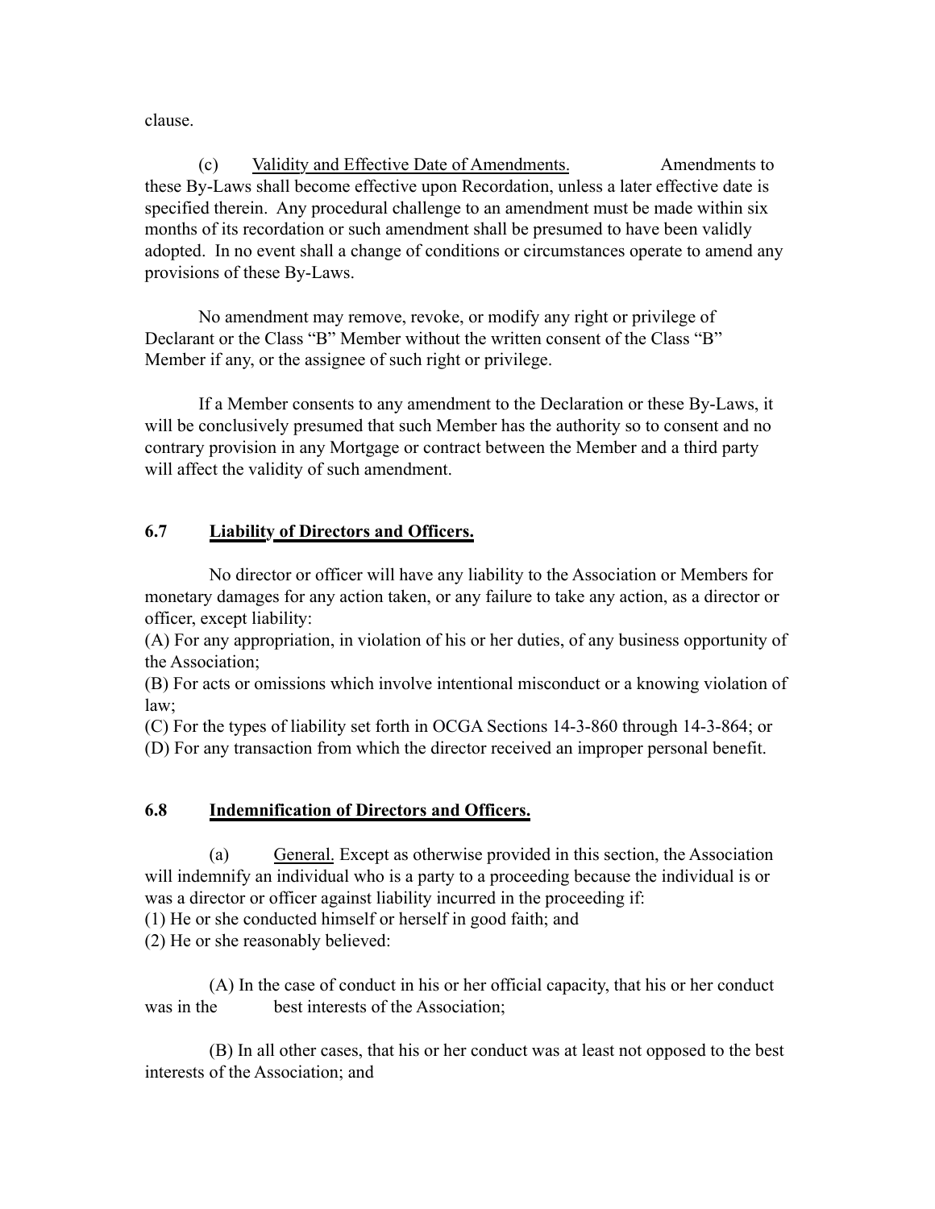clause.

(c) Validity and Effective Date of Amendments. Amendments to these By-Laws shall become effective upon Recordation, unless a later effective date is specified therein. Any procedural challenge to an amendment must be made within six months of its recordation or such amendment shall be presumed to have been validly adopted. In no event shall a change of conditions or circumstances operate to amend any provisions of these By-Laws.

No amendment may remove, revoke, or modify any right or privilege of Declarant or the Class "B" Member without the written consent of the Class "B" Member if any, or the assignee of such right or privilege.

If a Member consents to any amendment to the Declaration or these By-Laws, it will be conclusively presumed that such Member has the authority so to consent and no contrary provision in any Mortgage or contract between the Member and a third party will affect the validity of such amendment.

## 6.7 Liability of Directors and Officers.

No director or officer will have any liability to the Association or Members for monetary damages for any action taken, or any failure to take any action, as a director or officer, except liability:

(A) For any appropriation, in violation of his or her duties, of any business opportunity of the Association;

(B) For acts or omissions which involve intentional misconduct or a knowing violation of law;

(C) For the types of liability set forth in OCGA Sections 14-3-860 through 14-3-864; or

(D) For any transaction from which the director received an improper personal benefit.

## 6.8 Indemnification of Directors and Officers.

(a) General. Except as otherwise provided in this section, the Association will indemnify an individual who is a party to a proceeding because the individual is or was a director or officer against liability incurred in the proceeding if:

(1) He or she conducted himself or herself in good faith; and

(2) He or she reasonably believed:

(A) In the case of conduct in his or her official capacity, that his or her conduct was in the best interests of the Association;

(B) In all other cases, that his or her conduct was at least not opposed to the best interests of the Association; and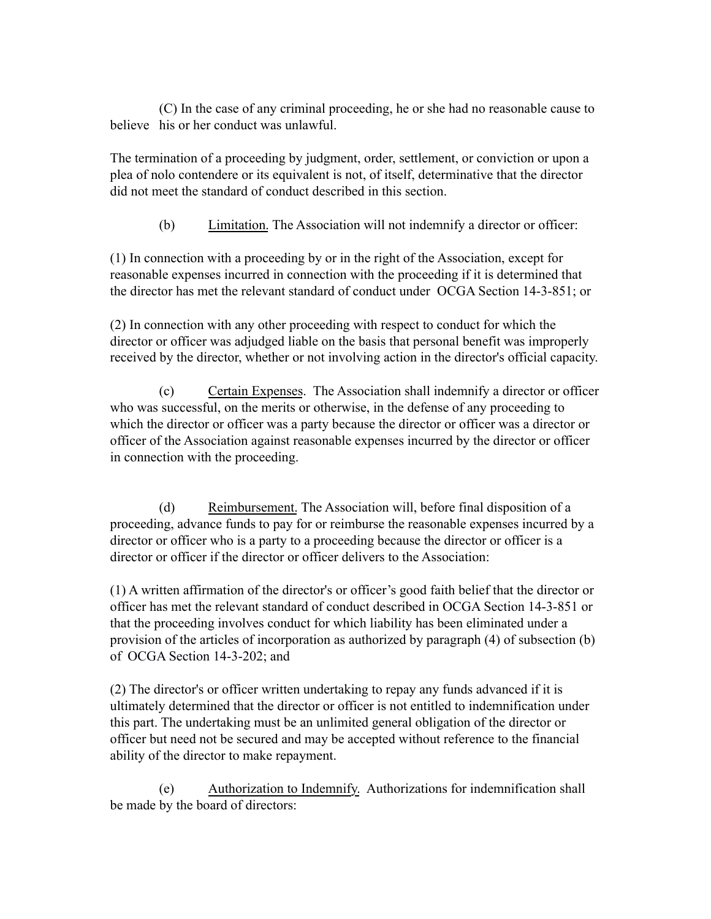(C) In the case of any criminal proceeding, he or she had no reasonable cause to believe his or her conduct was unlawful.

The termination of a proceeding by judgment, order, settlement, or conviction or upon a plea of nolo contendere or its equivalent is not, of itself, determinative that the director did not meet the standard of conduct described in this section.

(b) <u>Limitation.</u> The Association will not indemnify a director or officer:

(1) In connection with a proceeding by or in the right of the Association, except for reasonable expenses incurred in connection with the proceeding if it is determined that the director has met the relevant standard of conduct under OCGA Section 14-3-851; or

(2) In connection with any other proceeding with respect to conduct for which the director or officer was adjudged liable on the basis that personal benefit was improperly received by the director, whether or not involving action in the director's official capacity.

(c) <u>Certain Expenses</u>. The Association shall indemnify a director or officer who was successful, on the merits or otherwise, in the defense of any proceeding to which the director or officer was a party because the director or officer was a director or officer of the Association against reasonable expenses incurred by the director or officer in connection with the proceeding.

(d) <u>Reimbursement.</u> The Association will, before final disposition of a proceeding, advance funds to pay for or reimburse the reasonable expenses incurred by a director or officer who is a party to a proceeding because the director or officer is a director or officer if the director or officer delivers to the Association:

(1) A written affirmation of the director's or officer's good faith belief that the director or officer has met the relevant standard of conduct described in OCGA Section 14-3-851 or that the proceeding involves conduct for which liability has been eliminated under a provision of the articles of incorporation as authorized by paragraph (4) of subsection (b) of OCGA Section 14-3-202; and

(2) The director's or officer written undertaking to repay any funds advanced if it is ultimately determined that the director or officer is not entitled to indemnification under this part. The undertaking must be an unlimited general obligation of the director or officer but need not be secured and may be accepted without reference to the financial ability of the director to make repayment.

(e) <u>Authorization to Indemnify.</u> Authorizations for indemnification shall be made by the board of directors: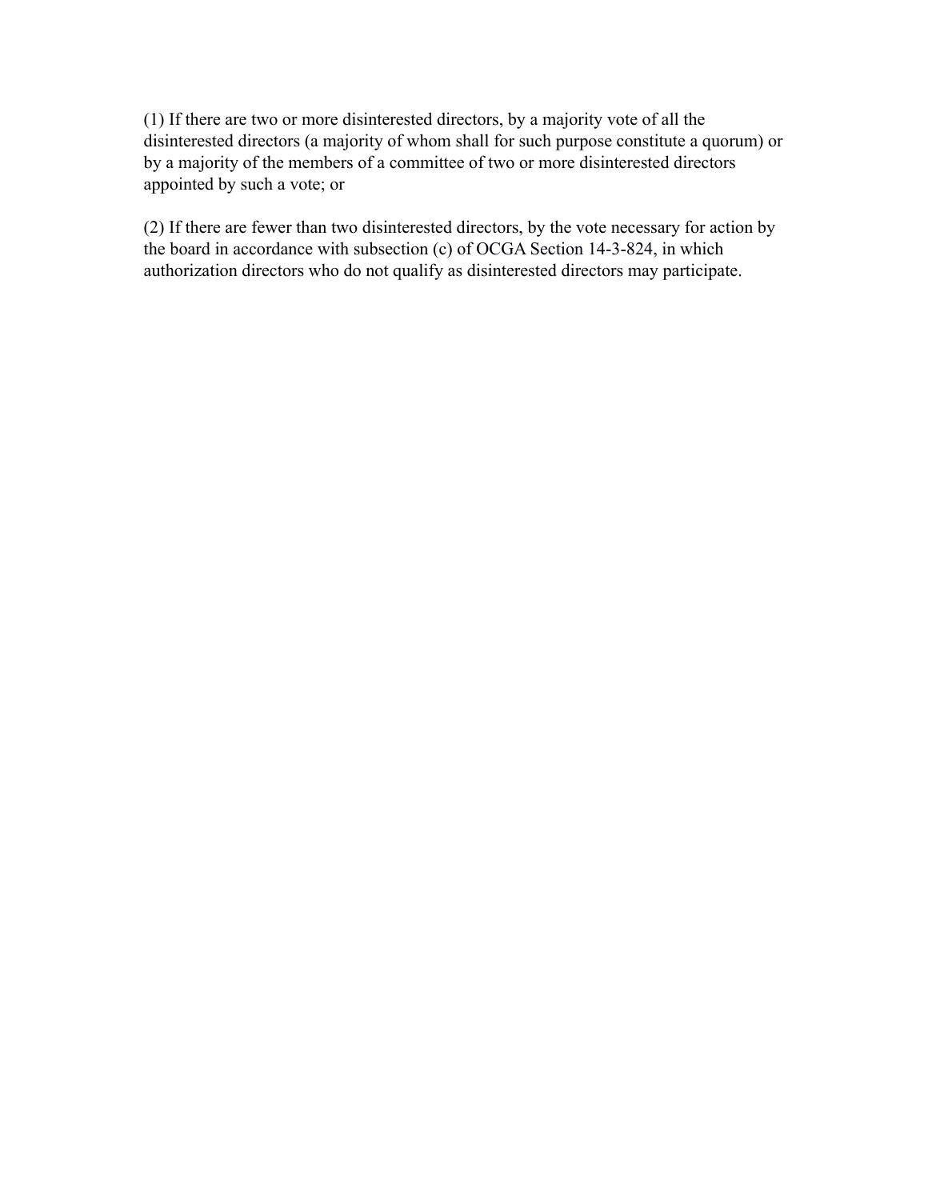(1) If there are two or more disinterested directors, by a majority vote of all the disinterested directors (a majority of whom shall for such purpose constitute a quorum) or by a majority of the members of a committee of two or more disinterested directors appointed by such a vote; or

(2) If there are fewer than two disinterested directors, by the vote necessary for action by the board in accordance with subsection (c) of OCGA Section 14-3-824, in which authorization directors who do not qualify as disinterested directors may participate.